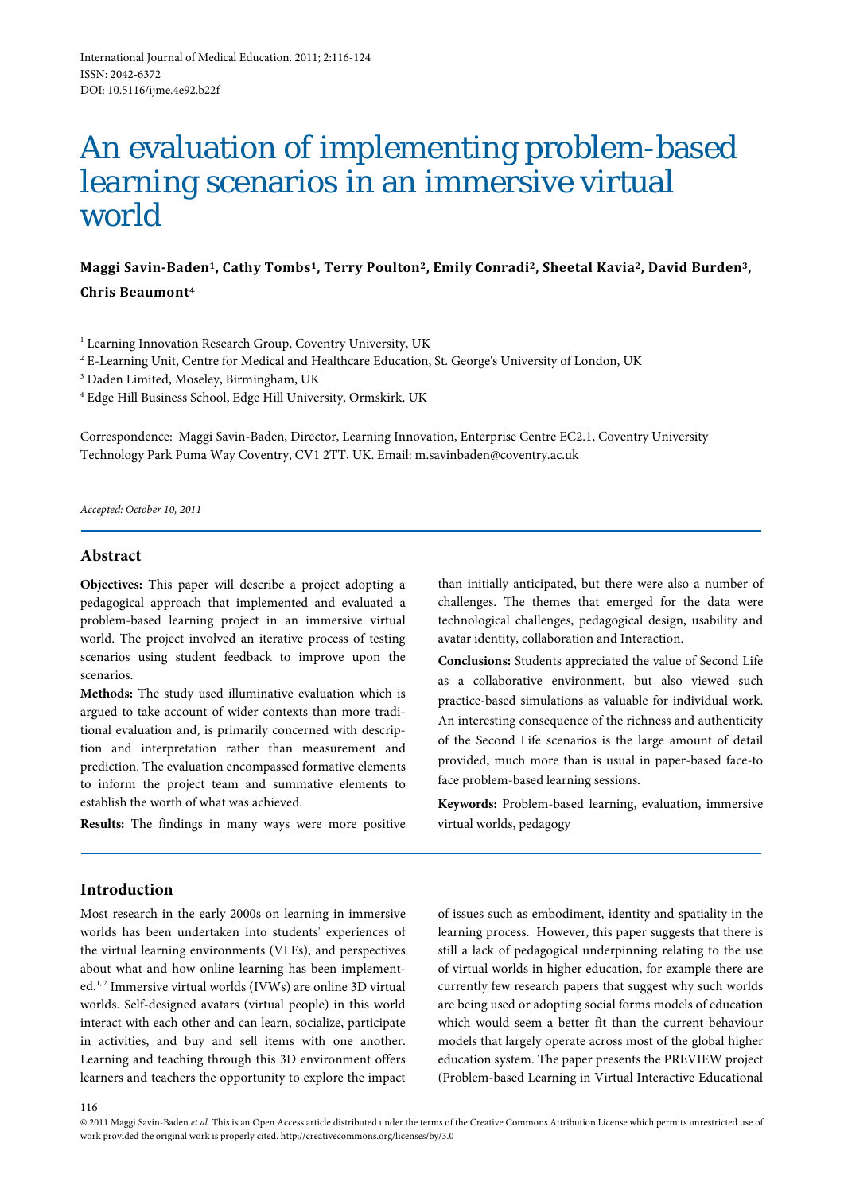International Journal of Medical Education. 2011; 2:116-124
ISSN: 2042-6372
DOI: 10.5116/ijme.4e92.b22f

# An evaluation of implementing problem-based learning scenarios in an immersive virtual world

**Maggi Savin-Baden[1], Cathy Tombs[1], Terry Poulton[2], Emily Conradi[2], Sheetal Kavia[2], David Burden[3], Chris Beaumont[4]**

[1] Learning Innovation Research Group, Coventry University, UK
[2] E-Learning Unit, Centre for Medical and Healthcare Education, St. George's University of London, UK
[3] Daden Limited, Moseley, Birmingham, UK
[4] Edge Hill Business School, Edge Hill University, Ormskirk, UK

Correspondence: Maggi Savin-Baden, Director, Learning Innovation, Enterprise Centre EC2.1, Coventry University Technology Park Puma Way Coventry, CV1 2TT, UK. Email: m.savinbaden@coventry.ac.uk

*Accepted: October 10, 2011*

## Abstract

**Objectives:** This paper will describe a project adopting a pedagogical approach that implemented and evaluated a problem-based learning project in an immersive virtual world. The project involved an iterative process of testing scenarios using student feedback to improve upon the scenarios.

**Methods:** The study used illuminative evaluation which is argued to take account of wider contexts than more traditional evaluation and, is primarily concerned with description and interpretation rather than measurement and prediction. The evaluation encompassed formative elements to inform the project team and summative elements to establish the worth of what was achieved.

**Results:** The findings in many ways were more positive than initially anticipated, but there were also a number of challenges. The themes that emerged for the data were technological challenges, pedagogical design, usability and avatar identity, collaboration and Interaction.

**Conclusions:** Students appreciated the value of Second Life as a collaborative environment, but also viewed such practice-based simulations as valuable for individual work. An interesting consequence of the richness and authenticity of the Second Life scenarios is the large amount of detail provided, much more than is usual in paper-based face-to face problem-based learning sessions.

**Keywords:** Problem-based learning, evaluation, immersive virtual worlds, pedagogy

## Introduction

Most research in the early 2000s on learning in immersive worlds has been undertaken into students' experiences of the virtual learning environments (VLEs), and perspectives about what and how online learning has been implemented.[1, 2] Immersive virtual worlds (IVWs) are online 3D virtual worlds. Self-designed avatars (virtual people) in this world interact with each other and can learn, socialize, participate in activities, and buy and sell items with one another. Learning and teaching through this 3D environment offers learners and teachers the opportunity to explore the impact of issues such as embodiment, identity and spatiality in the learning process. However, this paper suggests that there is still a lack of pedagogical underpinning relating to the use of virtual worlds in higher education, for example there are currently few research papers that suggest why such worlds are being used or adopting social forms models of education which would seem a better fit than the current behaviour models that largely operate across most of the global higher education system. The paper presents the PREVIEW project (Problem-based Learning in Virtual Interactive Educational

© 2011 Maggi Savin-Baden *et al*. This is an Open Access article distributed under the terms of the Creative Commons Attribution License which permits unrestricted use of work provided the original work is properly cited. http://creativecommons.org/licenses/by/3.0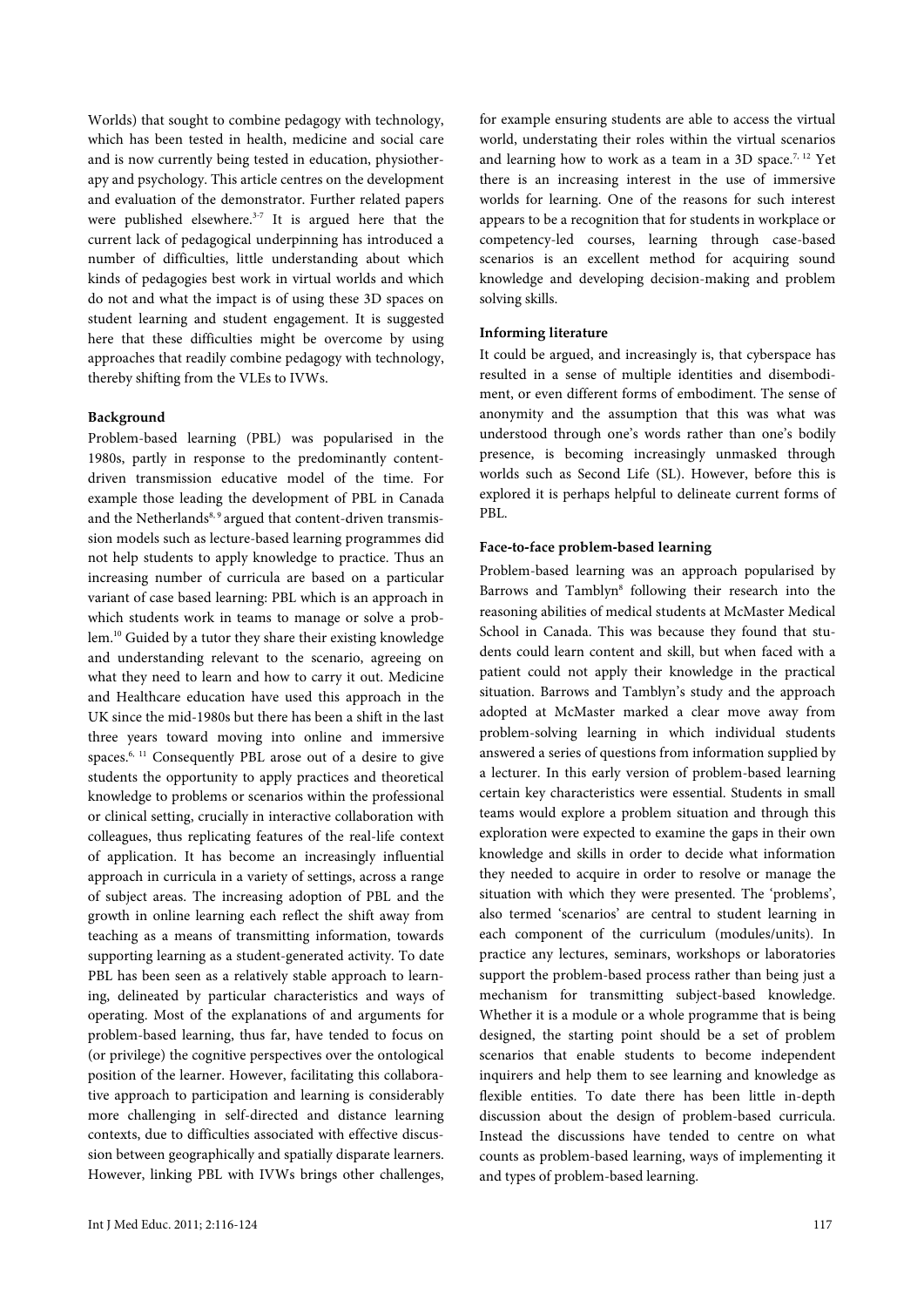Worlds) that sought to combine pedagogy with technology, which has been tested in health, medicine and social care and is now currently being tested in education, physiotherapy and psychology. This article centres on the development and evaluation of the demonstrator. Further related papers were published elsewhere.[3-7] It is argued here that the current lack of pedagogical underpinning has introduced a number of difficulties, little understanding about which kinds of pedagogies best work in virtual worlds and which do not and what the impact is of using these 3D spaces on student learning and student engagement. It is suggested here that these difficulties might be overcome by using approaches that readily combine pedagogy with technology, thereby shifting from the VLEs to IVWs.

**Background**

Problem-based learning (PBL) was popularised in the 1980s, partly in response to the predominantly content-driven transmission educative model of the time. For example those leading the development of PBL in Canada and the Netherlands[8, 9] argued that content-driven transmission models such as lecture-based learning programmes did not help students to apply knowledge to practice. Thus an increasing number of curricula are based on a particular variant of case based learning: PBL which is an approach in which students work in teams to manage or solve a problem.[10] Guided by a tutor they share their existing knowledge and understanding relevant to the scenario, agreeing on what they need to learn and how to carry it out. Medicine and Healthcare education have used this approach in the UK since the mid-1980s but there has been a shift in the last three years toward moving into online and immersive spaces.[6, 11] Consequently PBL arose out of a desire to give students the opportunity to apply practices and theoretical knowledge to problems or scenarios within the professional or clinical setting, crucially in interactive collaboration with colleagues, thus replicating features of the real-life context of application. It has become an increasingly influential approach in curricula in a variety of settings, across a range of subject areas. The increasing adoption of PBL and the growth in online learning each reflect the shift away from teaching as a means of transmitting information, towards supporting learning as a student-generated activity. To date PBL has been seen as a relatively stable approach to learning, delineated by particular characteristics and ways of operating. Most of the explanations of and arguments for problem-based learning, thus far, have tended to focus on (or privilege) the cognitive perspectives over the ontological position of the learner. However, facilitating this collaborative approach to participation and learning is considerably more challenging in self-directed and distance learning contexts, due to difficulties associated with effective discussion between geographically and spatially disparate learners. However, linking PBL with IVWs brings other challenges, for example ensuring students are able to access the virtual world, understating their roles within the virtual scenarios and learning how to work as a team in a 3D space.[7, 12] Yet there is an increasing interest in the use of immersive worlds for learning. One of the reasons for such interest appears to be a recognition that for students in workplace or competency-led courses, learning through case-based scenarios is an excellent method for acquiring sound knowledge and developing decision-making and problem solving skills.

**Informing literature**

It could be argued, and increasingly is, that cyberspace has resulted in a sense of multiple identities and disembodiment, or even different forms of embodiment. The sense of anonymity and the assumption that this was what was understood through one's words rather than one's bodily presence, is becoming increasingly unmasked through worlds such as Second Life (SL). However, before this is explored it is perhaps helpful to delineate current forms of PBL.

**Face-to-face problem-based learning**

Problem-based learning was an approach popularised by Barrows and Tamblyn[8] following their research into the reasoning abilities of medical students at McMaster Medical School in Canada. This was because they found that students could learn content and skill, but when faced with a patient could not apply their knowledge in the practical situation. Barrows and Tamblyn's study and the approach adopted at McMaster marked a clear move away from problem-solving learning in which individual students answered a series of questions from information supplied by a lecturer. In this early version of problem-based learning certain key characteristics were essential. Students in small teams would explore a problem situation and through this exploration were expected to examine the gaps in their own knowledge and skills in order to decide what information they needed to acquire in order to resolve or manage the situation with which they were presented. The 'problems', also termed 'scenarios' are central to student learning in each component of the curriculum (modules/units). In practice any lectures, seminars, workshops or laboratories support the problem-based process rather than being just a mechanism for transmitting subject-based knowledge. Whether it is a module or a whole programme that is being designed, the starting point should be a set of problem scenarios that enable students to become independent inquirers and help them to see learning and knowledge as flexible entities. To date there has been little in-depth discussion about the design of problem-based curricula. Instead the discussions have tended to centre on what counts as problem-based learning, ways of implementing it and types of problem-based learning.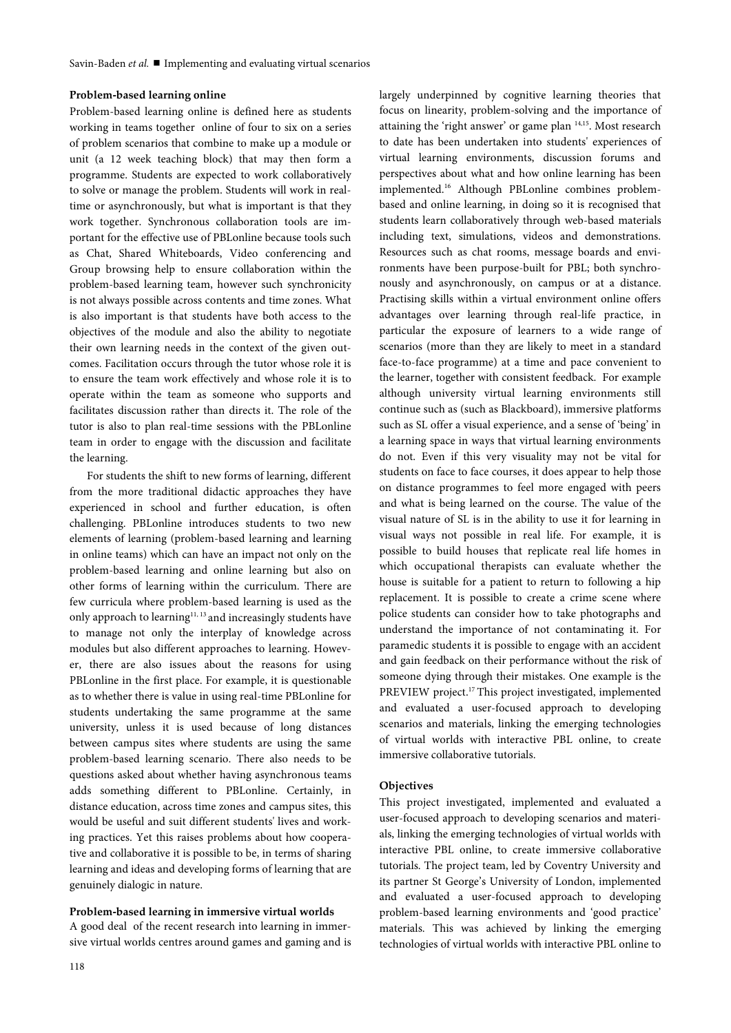### Problem-based learning online

Problem-based learning online is defined here as students working in teams together online of four to six on a series of problem scenarios that combine to make up a module or unit (a 12 week teaching block) that may then form a programme. Students are expected to work collaboratively to solve or manage the problem. Students will work in real-time or asynchronously, but what is important is that they work together. Synchronous collaboration tools are important for the effective use of PBLonline because tools such as Chat, Shared Whiteboards, Video conferencing and Group browsing help to ensure collaboration within the problem-based learning team, however such synchronicity is not always possible across contents and time zones. What is also important is that students have both access to the objectives of the module and also the ability to negotiate their own learning needs in the context of the given outcomes. Facilitation occurs through the tutor whose role it is to ensure the team work effectively and whose role it is to operate within the team as someone who supports and facilitates discussion rather than directs it. The role of the tutor is also to plan real-time sessions with the PBLonline team in order to engage with the discussion and facilitate the learning.

For students the shift to new forms of learning, different from the more traditional didactic approaches they have experienced in school and further education, is often challenging. PBLonline introduces students to two new elements of learning (problem-based learning and learning in online teams) which can have an impact not only on the problem-based learning and online learning but also on other forms of learning within the curriculum. There are few curricula where problem-based learning is used as the only approach to learning[11, 13] and increasingly students have to manage not only the interplay of knowledge across modules but also different approaches to learning. However, there are also issues about the reasons for using PBLonline in the first place. For example, it is questionable as to whether there is value in using real-time PBLonline for students undertaking the same programme at the same university, unless it is used because of long distances between campus sites where students are using the same problem-based learning scenario. There also needs to be questions asked about whether having asynchronous teams adds something different to PBLonline. Certainly, in distance education, across time zones and campus sites, this would be useful and suit different students' lives and working practices. Yet this raises problems about how cooperative and collaborative it is possible to be, in terms of sharing learning and ideas and developing forms of learning that are genuinely dialogic in nature.

### Problem-based learning in immersive virtual worlds

A good deal of the recent research into learning in immersive virtual worlds centres around games and gaming and is largely underpinned by cognitive learning theories that focus on linearity, problem-solving and the importance of attaining the 'right answer' or game plan [14,15]. Most research to date has been undertaken into students' experiences of virtual learning environments, discussion forums and perspectives about what and how online learning has been implemented.[16] Although PBLonline combines problem-based and online learning, in doing so it is recognised that students learn collaboratively through web-based materials including text, simulations, videos and demonstrations. Resources such as chat rooms, message boards and environments have been purpose-built for PBL; both synchronously and asynchronously, on campus or at a distance. Practising skills within a virtual environment online offers advantages over learning through real-life practice, in particular the exposure of learners to a wide range of scenarios (more than they are likely to meet in a standard face-to-face programme) at a time and pace convenient to the learner, together with consistent feedback. For example although university virtual learning environments still continue such as (such as Blackboard), immersive platforms such as SL offer a visual experience, and a sense of 'being' in a learning space in ways that virtual learning environments do not. Even if this very visuality may not be vital for students on face to face courses, it does appear to help those on distance programmes to feel more engaged with peers and what is being learned on the course. The value of the visual nature of SL is in the ability to use it for learning in visual ways not possible in real life. For example, it is possible to build houses that replicate real life homes in which occupational therapists can evaluate whether the house is suitable for a patient to return to following a hip replacement. It is possible to create a crime scene where police students can consider how to take photographs and understand the importance of not contaminating it. For paramedic students it is possible to engage with an accident and gain feedback on their performance without the risk of someone dying through their mistakes. One example is the PREVIEW project.[17] This project investigated, implemented and evaluated a user-focused approach to developing scenarios and materials, linking the emerging technologies of virtual worlds with interactive PBL online, to create immersive collaborative tutorials.

### Objectives

This project investigated, implemented and evaluated a user-focused approach to developing scenarios and materials, linking the emerging technologies of virtual worlds with interactive PBL online, to create immersive collaborative tutorials. The project team, led by Coventry University and its partner St George's University of London, implemented and evaluated a user-focused approach to developing problem-based learning environments and 'good practice' materials. This was achieved by linking the emerging technologies of virtual worlds with interactive PBL online to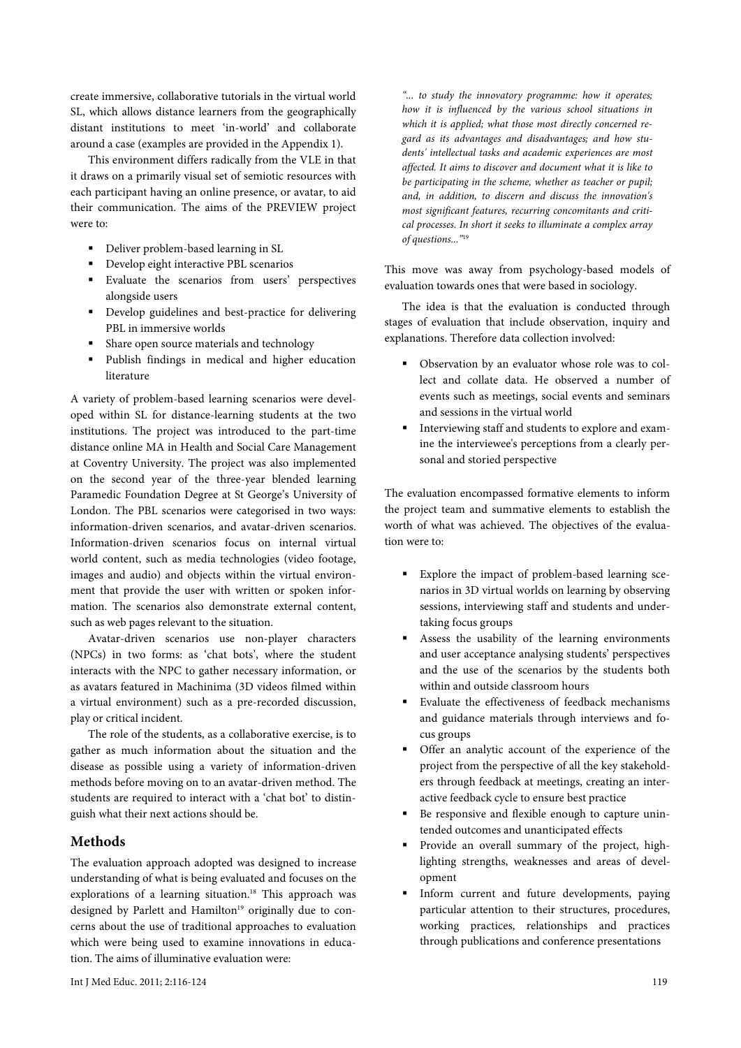create immersive, collaborative tutorials in the virtual world SL, which allows distance learners from the geographically distant institutions to meet 'in-world' and collaborate around a case (examples are provided in the Appendix 1).

This environment differs radically from the VLE in that it draws on a primarily visual set of semiotic resources with each participant having an online presence, or avatar, to aid their communication. The aims of the PREVIEW project were to:

- Deliver problem-based learning in SL
- Develop eight interactive PBL scenarios
- Evaluate the scenarios from users' perspectives alongside users
- Develop guidelines and best-practice for delivering PBL in immersive worlds
- Share open source materials and technology
- Publish findings in medical and higher education literature

A variety of problem-based learning scenarios were developed within SL for distance-learning students at the two institutions. The project was introduced to the part-time distance online MA in Health and Social Care Management at Coventry University. The project was also implemented on the second year of the three-year blended learning Paramedic Foundation Degree at St George's University of London. The PBL scenarios were categorised in two ways: information-driven scenarios, and avatar-driven scenarios. Information-driven scenarios focus on internal virtual world content, such as media technologies (video footage, images and audio) and objects within the virtual environment that provide the user with written or spoken information. The scenarios also demonstrate external content, such as web pages relevant to the situation.

Avatar-driven scenarios use non-player characters (NPCs) in two forms: as 'chat bots', where the student interacts with the NPC to gather necessary information, or as avatars featured in Machinima (3D videos filmed within a virtual environment) such as a pre-recorded discussion, play or critical incident.

The role of the students, as a collaborative exercise, is to gather as much information about the situation and the disease as possible using a variety of information-driven methods before moving on to an avatar-driven method. The students are required to interact with a 'chat bot' to distinguish what their next actions should be.

## Methods

The evaluation approach adopted was designed to increase understanding of what is being evaluated and focuses on the explorations of a learning situation.[18] This approach was designed by Parlett and Hamilton[19] originally due to concerns about the use of traditional approaches to evaluation which were being used to examine innovations in education. The aims of illuminative evaluation were:

*"... to study the innovatory programme: how it operates; how it is influenced by the various school situations in which it is applied; what those most directly concerned regard as its advantages and disadvantages; and how students' intellectual tasks and academic experiences are most affected. It aims to discover and document what it is like to be participating in the scheme, whether as teacher or pupil; and, in addition, to discern and discuss the innovation's most significant features, recurring concomitants and critical processes. In short it seeks to illuminate a complex array of questions..."*[19]

This move was away from psychology-based models of evaluation towards ones that were based in sociology.

The idea is that the evaluation is conducted through stages of evaluation that include observation, inquiry and explanations. Therefore data collection involved:

- Observation by an evaluator whose role was to collect and collate data. He observed a number of events such as meetings, social events and seminars and sessions in the virtual world
- Interviewing staff and students to explore and examine the interviewee's perceptions from a clearly personal and storied perspective

The evaluation encompassed formative elements to inform the project team and summative elements to establish the worth of what was achieved. The objectives of the evaluation were to:

- Explore the impact of problem-based learning scenarios in 3D virtual worlds on learning by observing sessions, interviewing staff and students and undertaking focus groups
- Assess the usability of the learning environments and user acceptance analysing students' perspectives and the use of the scenarios by the students both within and outside classroom hours
- Evaluate the effectiveness of feedback mechanisms and guidance materials through interviews and focus groups
- Offer an analytic account of the experience of the project from the perspective of all the key stakeholders through feedback at meetings, creating an interactive feedback cycle to ensure best practice
- Be responsive and flexible enough to capture unintended outcomes and unanticipated effects
- Provide an overall summary of the project, highlighting strengths, weaknesses and areas of development
- Inform current and future developments, paying particular attention to their structures, procedures, working practices, relationships and practices through publications and conference presentations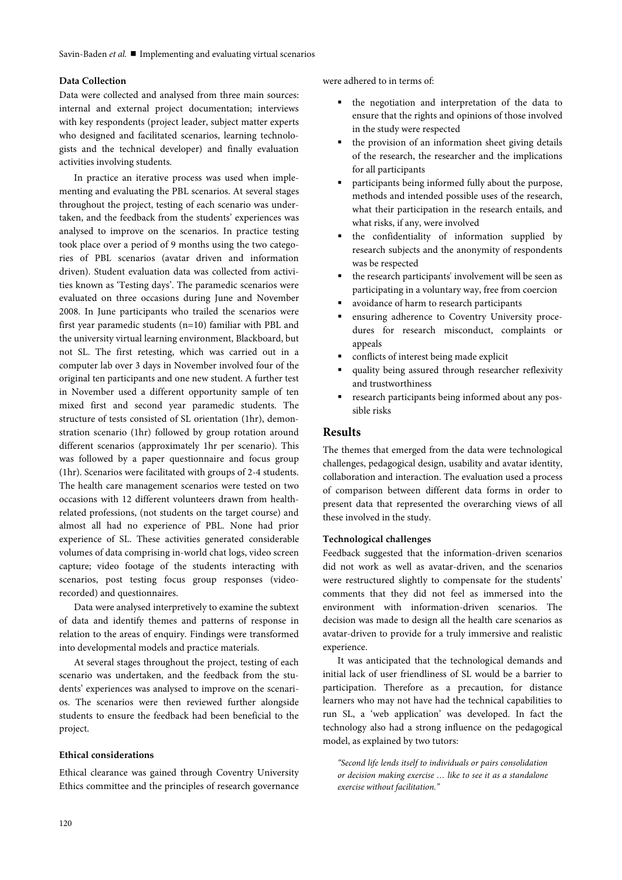### Data Collection

Data were collected and analysed from three main sources: internal and external project documentation; interviews with key respondents (project leader, subject matter experts who designed and facilitated scenarios, learning technologists and the technical developer) and finally evaluation activities involving students.

In practice an iterative process was used when implementing and evaluating the PBL scenarios. At several stages throughout the project, testing of each scenario was undertaken, and the feedback from the students' experiences was analysed to improve on the scenarios. In practice testing took place over a period of 9 months using the two categories of PBL scenarios (avatar driven and information driven). Student evaluation data was collected from activities known as 'Testing days'. The paramedic scenarios were evaluated on three occasions during June and November 2008. In June participants who trailed the scenarios were first year paramedic students (n=10) familiar with PBL and the university virtual learning environment, Blackboard, but not SL. The first retesting, which was carried out in a computer lab over 3 days in November involved four of the original ten participants and one new student. A further test in November used a different opportunity sample of ten mixed first and second year paramedic students. The structure of tests consisted of SL orientation (1hr), demonstration scenario (1hr) followed by group rotation around different scenarios (approximately 1hr per scenario). This was followed by a paper questionnaire and focus group (1hr). Scenarios were facilitated with groups of 2-4 students. The health care management scenarios were tested on two occasions with 12 different volunteers drawn from health-related professions, (not students on the target course) and almost all had no experience of PBL. None had prior experience of SL. These activities generated considerable volumes of data comprising in-world chat logs, video screen capture; video footage of the students interacting with scenarios, post testing focus group responses (video-recorded) and questionnaires.

Data were analysed interpretively to examine the subtext of data and identify themes and patterns of response in relation to the areas of enquiry. Findings were transformed into developmental models and practice materials.

At several stages throughout the project, testing of each scenario was undertaken, and the feedback from the students' experiences was analysed to improve on the scenarios. The scenarios were then reviewed further alongside students to ensure the feedback had been beneficial to the project.

### Ethical considerations

Ethical clearance was gained through Coventry University Ethics committee and the principles of research governance were adhered to in terms of:

- the negotiation and interpretation of the data to ensure that the rights and opinions of those involved in the study were respected
- the provision of an information sheet giving details of the research, the researcher and the implications for all participants
- participants being informed fully about the purpose, methods and intended possible uses of the research, what their participation in the research entails, and what risks, if any, were involved
- the confidentiality of information supplied by research subjects and the anonymity of respondents was be respected
- the research participants' involvement will be seen as participating in a voluntary way, free from coercion
- avoidance of harm to research participants
- ensuring adherence to Coventry University procedures for research misconduct, complaints or appeals
- conflicts of interest being made explicit
- quality being assured through researcher reflexivity and trustworthiness
- research participants being informed about any possible risks

## Results

The themes that emerged from the data were technological challenges, pedagogical design, usability and avatar identity, collaboration and interaction. The evaluation used a process of comparison between different data forms in order to present data that represented the overarching views of all these involved in the study.

### Technological challenges

Feedback suggested that the information-driven scenarios did not work as well as avatar-driven, and the scenarios were restructured slightly to compensate for the students' comments that they did not feel as immersed into the environment with information-driven scenarios. The decision was made to design all the health care scenarios as avatar-driven to provide for a truly immersive and realistic experience.

It was anticipated that the technological demands and initial lack of user friendliness of SL would be a barrier to participation. Therefore as a precaution, for distance learners who may not have had the technical capabilities to run SL, a 'web application' was developed. In fact the technology also had a strong influence on the pedagogical model, as explained by two tutors:

> *"Second life lends itself to individuals or pairs consolidation or decision making exercise … like to see it as a standalone exercise without facilitation."*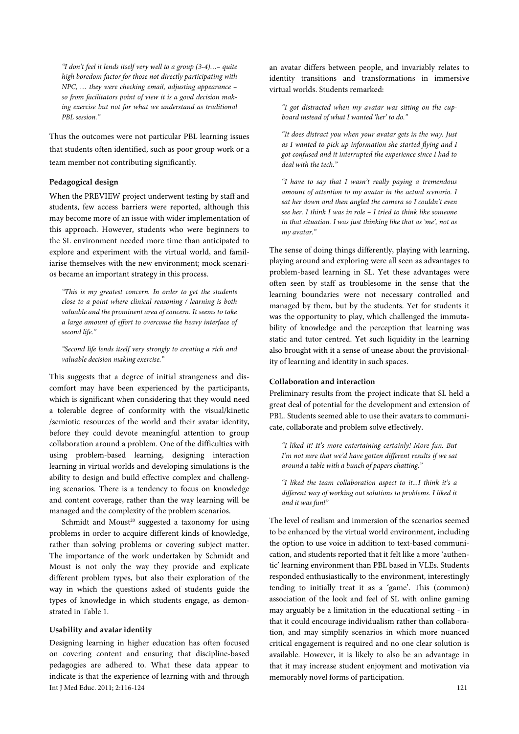*"I don't feel it lends itself very well to a group (3-4)…– quite high boredom factor for those not directly participating with NPC, … they were checking email, adjusting appearance – so from facilitators point of view it is a good decision making exercise but not for what we understand as traditional PBL session."*

Thus the outcomes were not particular PBL learning issues that students often identified, such as poor group work or a team member not contributing significantly.

**Pedagogical design**

When the PREVIEW project underwent testing by staff and students, few access barriers were reported, although this may become more of an issue with wider implementation of this approach. However, students who were beginners to the SL environment needed more time than anticipated to explore and experiment with the virtual world, and familiarise themselves with the new environment; mock scenarios became an important strategy in this process.

*"This is my greatest concern. In order to get the students close to a point where clinical reasoning / learning is both valuable and the prominent area of concern. It seems to take a large amount of effort to overcome the heavy interface of second life."*

*"Second life lends itself very strongly to creating a rich and valuable decision making exercise."*

This suggests that a degree of initial strangeness and discomfort may have been experienced by the participants, which is significant when considering that they would need a tolerable degree of conformity with the visual/kinetic /semiotic resources of the world and their avatar identity, before they could devote meaningful attention to group collaboration around a problem. One of the difficulties with using problem-based learning, designing interaction learning in virtual worlds and developing simulations is the ability to design and build effective complex and challenging scenarios. There is a tendency to focus on knowledge and content coverage, rather than the way learning will be managed and the complexity of the problem scenarios.

Schmidt and Moust[20] suggested a taxonomy for using problems in order to acquire different kinds of knowledge, rather than solving problems or covering subject matter. The importance of the work undertaken by Schmidt and Moust is not only the way they provide and explicate different problem types, but also their exploration of the way in which the questions asked of students guide the types of knowledge in which students engage, as demonstrated in Table 1.

**Usability and avatar identity**

Designing learning in higher education has often focused on covering content and ensuring that discipline-based pedagogies are adhered to. What these data appear to indicate is that the experience of learning with and through an avatar differs between people, and invariably relates to identity transitions and transformations in immersive virtual worlds. Students remarked:

*"I got distracted when my avatar was sitting on the cupboard instead of what I wanted 'her' to do."*

*"It does distract you when your avatar gets in the way. Just as I wanted to pick up information she started flying and I got confused and it interrupted the experience since I had to deal with the tech."*

*"I have to say that I wasn't really paying a tremendous amount of attention to my avatar in the actual scenario. I sat her down and then angled the camera so I couldn't even see her. I think I was in role – I tried to think like someone in that situation. I was just thinking like that as 'me', not as my avatar."*

The sense of doing things differently, playing with learning, playing around and exploring were all seen as advantages to problem-based learning in SL. Yet these advantages were often seen by staff as troublesome in the sense that the learning boundaries were not necessary controlled and managed by them, but by the students. Yet for students it was the opportunity to play, which challenged the immutability of knowledge and the perception that learning was static and tutor centred. Yet such liquidity in the learning also brought with it a sense of unease about the provisionality of learning and identity in such spaces.

**Collaboration and interaction**

Preliminary results from the project indicate that SL held a great deal of potential for the development and extension of PBL. Students seemed able to use their avatars to communicate, collaborate and problem solve effectively.

*"I liked it! It's more entertaining certainly! More fun. But I'm not sure that we'd have gotten different results if we sat around a table with a bunch of papers chatting."*

*"I liked the team collaboration aspect to it...I think it's a different way of working out solutions to problems. I liked it and it was fun!"*

The level of realism and immersion of the scenarios seemed to be enhanced by the virtual world environment, including the option to use voice in addition to text-based communication, and students reported that it felt like a more 'authentic' learning environment than PBL based in VLEs. Students responded enthusiastically to the environment, interestingly tending to initially treat it as a 'game'. This (common) association of the look and feel of SL with online gaming may arguably be a limitation in the educational setting - in that it could encourage individualism rather than collaboration, and may simplify scenarios in which more nuanced critical engagement is required and no one clear solution is available. However, it is likely to also be an advantage in that it may increase student enjoyment and motivation via memorably novel forms of participation.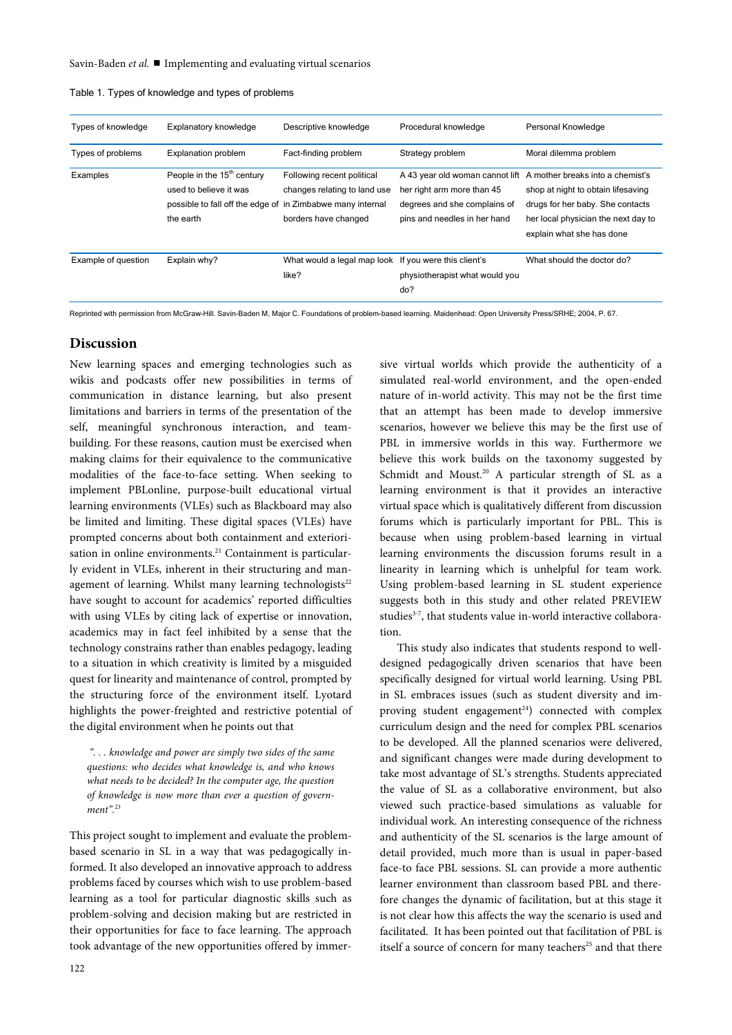Table 1. Types of knowledge and types of problems

| Types of knowledge | Explanatory knowledge | Descriptive knowledge | Procedural knowledge | Personal Knowledge |
|---|---|---|---|---|
| Types of problems | Explanation problem | Fact-finding problem | Strategy problem | Moral dilemma problem |
| Examples | People in the 15th century used to believe it was possible to fall off the edge of the earth | Following recent political changes relating to land use in Zimbabwe many internal borders have changed | A 43 year old woman cannot lift her right arm more than 45 degrees and she complains of pins and needles in her hand | A mother breaks into a chemist's shop at night to obtain lifesaving drugs for her baby. She contacts her local physician the next day to explain what she has done |
| Example of question | Explain why? | What would a legal map look like? | If you were this client's physiotherapist what would you do? | What should the doctor do? |

Reprinted with permission from McGraw-Hill. Savin-Baden M, Major C. Foundations of problem-based learning. Maidenhead: Open University Press/SRHE; 2004, P. 67.

## Discussion

New learning spaces and emerging technologies such as wikis and podcasts offer new possibilities in terms of communication in distance learning, but also present limitations and barriers in terms of the presentation of the self, meaningful synchronous interaction, and team-building. For these reasons, caution must be exercised when making claims for their equivalence to the communicative modalities of the face-to-face setting. When seeking to implement PBLonline, purpose-built educational virtual learning environments (VLEs) such as Blackboard may also be limited and limiting. These digital spaces (VLEs) have prompted concerns about both containment and exteriorisation in online environments.[21] Containment is particularly evident in VLEs, inherent in their structuring and management of learning. Whilst many learning technologists[22] have sought to account for academics' reported difficulties with using VLEs by citing lack of expertise or innovation, academics may in fact feel inhibited by a sense that the technology constrains rather than enables pedagogy, leading to a situation in which creativity is limited by a misguided quest for linearity and maintenance of control, prompted by the structuring force of the environment itself. Lyotard highlights the power-freighted and restrictive potential of the digital environment when he points out that

> *". . . knowledge and power are simply two sides of the same questions: who decides what knowledge is, and who knows what needs to be decided? In the computer age, the question of knowledge is now more than ever a question of government".*[23]

This project sought to implement and evaluate the problem-based scenario in SL in a way that was pedagogically informed. It also developed an innovative approach to address problems faced by courses which wish to use problem-based learning as a tool for particular diagnostic skills such as problem-solving and decision making but are restricted in their opportunities for face to face learning. The approach took advantage of the new opportunities offered by immersive virtual worlds which provide the authenticity of a simulated real-world environment, and the open-ended nature of in-world activity. This may not be the first time that an attempt has been made to develop immersive scenarios, however we believe this may be the first use of PBL in immersive worlds in this way. Furthermore we believe this work builds on the taxonomy suggested by Schmidt and Moust.[20] A particular strength of SL as a learning environment is that it provides an interactive virtual space which is qualitatively different from discussion forums which is particularly important for PBL. This is because when using problem-based learning in virtual learning environments the discussion forums result in a linearity in learning which is unhelpful for team work. Using problem-based learning in SL student experience suggests both in this study and other related PREVIEW studies[3-7], that students value in-world interactive collaboration.

This study also indicates that students respond to well-designed pedagogically driven scenarios that have been specifically designed for virtual world learning. Using PBL in SL embraces issues (such as student diversity and improving student engagement[24]) connected with complex curriculum design and the need for complex PBL scenarios to be developed. All the planned scenarios were delivered, and significant changes were made during development to take most advantage of SL's strengths. Students appreciated the value of SL as a collaborative environment, but also viewed such practice-based simulations as valuable for individual work. An interesting consequence of the richness and authenticity of the SL scenarios is the large amount of detail provided, much more than is usual in paper-based face-to face PBL sessions. SL can provide a more authentic learner environment than classroom based PBL and therefore changes the dynamic of facilitation, but at this stage it is not clear how this affects the way the scenario is used and facilitated. It has been pointed out that facilitation of PBL is itself a source of concern for many teachers[25] and that there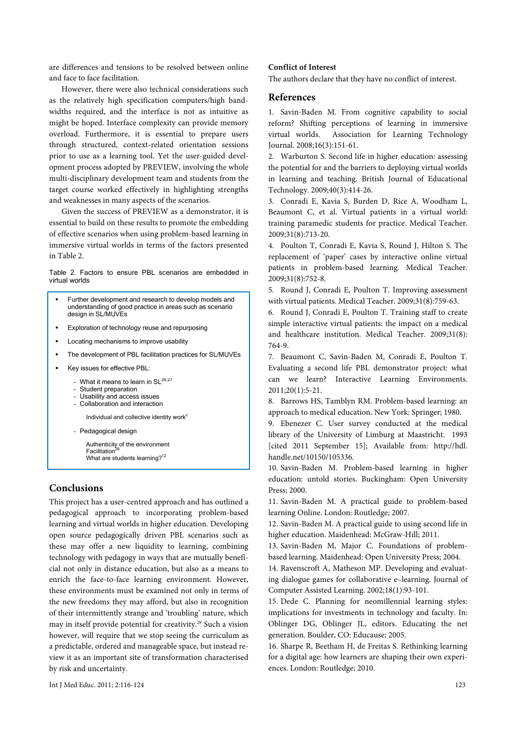are differences and tensions to be resolved between online and face to face facilitation.

However, there were also technical considerations such as the relatively high specification computers/high bandwidths required, and the interface is not as intuitive as might be hoped. Interface complexity can provide memory overload. Furthermore, it is essential to prepare users through structured, context-related orientation sessions prior to use as a learning tool. Yet the user-guided development process adopted by PREVIEW, involving the whole multi-disciplinary development team and students from the target course worked effectively in highlighting strengths and weaknesses in many aspects of the scenarios.

Given the success of PREVIEW as a demonstrator, it is essential to build on these results to promote the embedding of effective scenarios when using problem-based learning in immersive virtual worlds in terms of the factors presented in Table 2.

Table 2. Factors to ensure PBL scenarios are embedded in virtual worlds

- Further development and research to develop models and understanding of good practice in areas such as scenario design in SL/MUVEs
- Exploration of technology reuse and repurposing
- Locating mechanisms to improve usability
- The development of PBL facilitation practices for SL/MUVEs
- Key issues for effective PBL:
  - What it means to learn in SL[26,27]
  - Student preparation
  - Usability and access issues
  - Collaboration and interaction

    Individual and collective identity work[2]

  - Pedagogical design

    Authenticity of the environment
    Facilitation[28]
    What are students learning?[12]

## Conclusions

This project has a user-centred approach and has outlined a pedagogical approach to incorporating problem-based learning and virtual worlds in higher education. Developing open source pedagogically driven PBL scenarios such as these may offer a new liquidity to learning, combining technology with pedagogy in ways that are mutually beneficial not only in distance education, but also as a means to enrich the face-to-face learning environment. However, these environments must be examined not only in terms of the new freedoms they may afford, but also in recognition of their intermittently strange and 'troubling' nature, which may in itself provide potential for creativity.[29] Such a vision however, will require that we stop seeing the curriculum as a predictable, ordered and manageable space, but instead review it as an important site of transformation characterised by risk and uncertainty.

### Conflict of Interest

The authors declare that they have no conflict of interest.

## References

1. Savin-Baden M. From cognitive capability to social reform? Shifting perceptions of learning in immersive virtual worlds. Association for Learning Technology Journal. 2008;16(3):151-61.
2. Warburton S. Second life in higher education: assessing the potential for and the barriers to deploying virtual worlds in learning and teaching. British Journal of Educational Technology. 2009;40(3):414-26.
3. Conradi E, Kavia S, Burden D, Rice A, Woodham L, Beaumont C, et al. Virtual patients in a virtual world: training paramedic students for practice. Medical Teacher. 2009;31(8):713-20.
4. Poulton T, Conradi E, Kavia S, Round J, Hilton S. The replacement of 'paper' cases by interactive online virtual patients in problem-based learning. Medical Teacher. 2009;31(8):752-8.
5. Round J, Conradi E, Poulton T. Improving assessment with virtual patients. Medical Teacher. 2009;31(8):759-63.
6. Round J, Conradi E, Poulton T. Training staff to create simple interactive virtual patients: the impact on a medical and healthcare institution. Medical Teacher. 2009;31(8): 764-9.
7. Beaumont C, Savin-Baden M, Conradi E, Poulton T. Evaluating a second life PBL demonstrator project: what can we learn? Interactive Learning Environments. 2011;20(1):5-21.
8. Barrows HS, Tamblyn RM. Problem-based learning: an approach to medical education. New York: Springer; 1980.
9. Ebenezer C. User survey conducted at the medical library of the University of Limburg at Maastricht. 1993 [cited 2011 September 15]; Available from: http://hdl.handle.net/10150/105336.
10. Savin-Baden M. Problem-based learning in higher education: untold stories. Buckingham: Open University Press; 2000.
11. Savin-Baden M. A practical guide to problem-based learning Online. London: Routledge; 2007.
12. Savin-Baden M. A practical guide to using second life in higher education. Maidenhead: McGraw-Hill; 2011.
13. Savin-Baden M, Major C. Foundations of problem-based learning. Maidenhead: Open University Press; 2004.
14. Ravenscroft A, Matheson MP. Developing and evaluating dialogue games for collaborative e–learning. Journal of Computer Assisted Learning. 2002;18(1):93-101.
15. Dede C. Planning for neomillennial learning styles: implications for investments in technology and faculty. In: Oblinger DG, Oblinger JL, editors. Educating the net generation. Boulder, CO: Educause; 2005.
16. Sharpe R, Beetham H, de Freitas S. Rethinking learning for a digital age: how learners are shaping their own experiences. London: Routledge; 2010.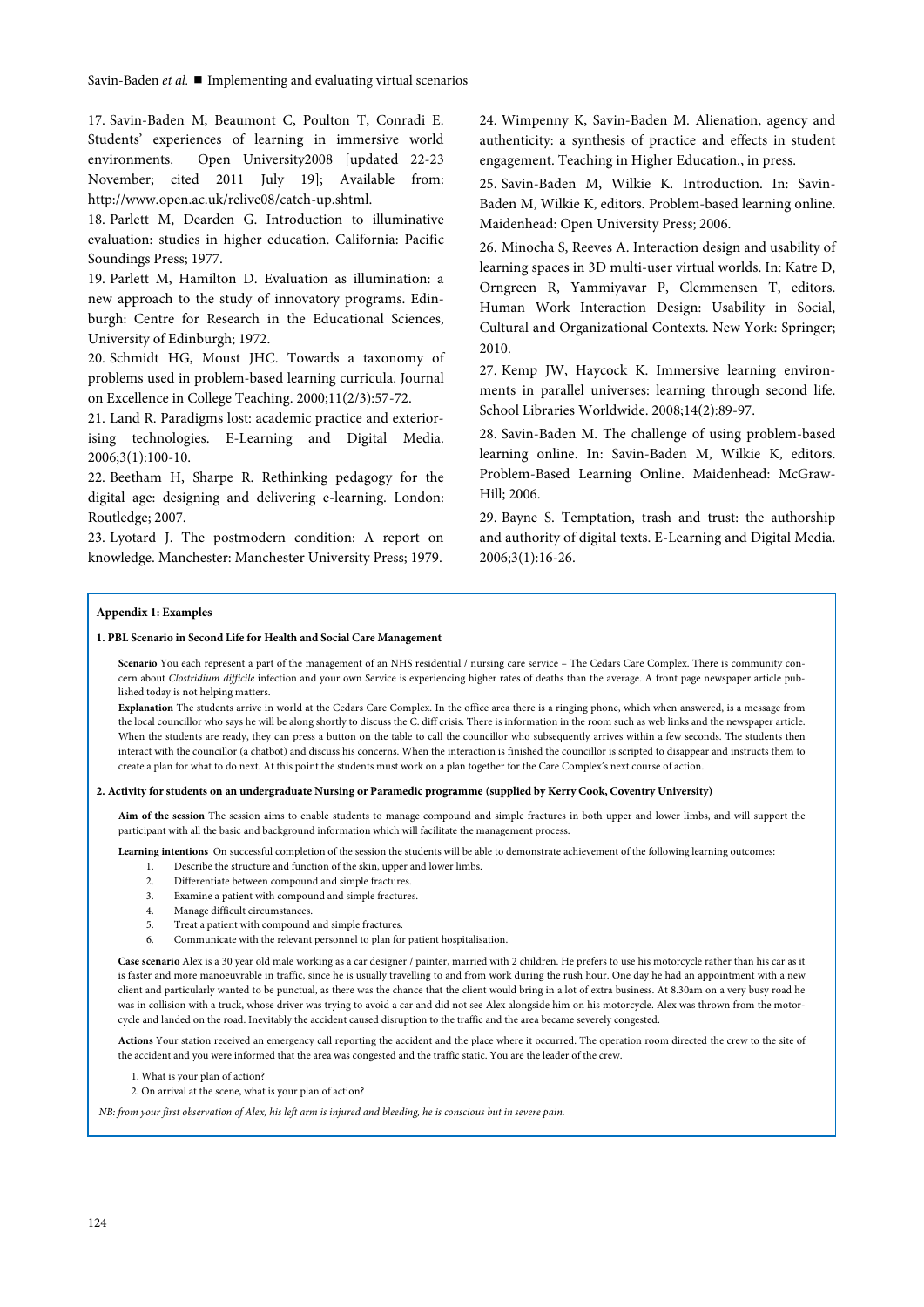17. Savin-Baden M, Beaumont C, Poulton T, Conradi E. Students' experiences of learning in immersive world environments. Open University2008 [updated 22-23 November; cited 2011 July 19]; Available from: http://www.open.ac.uk/relive08/catch-up.shtml.

18. Parlett M, Dearden G. Introduction to illuminative evaluation: studies in higher education. California: Pacific Soundings Press; 1977.

19. Parlett M, Hamilton D. Evaluation as illumination: a new approach to the study of innovatory programs. Edinburgh: Centre for Research in the Educational Sciences, University of Edinburgh; 1972.

20. Schmidt HG, Moust JHC. Towards a taxonomy of problems used in problem-based learning curricula. Journal on Excellence in College Teaching. 2000;11(2/3):57-72.

21. Land R. Paradigms lost: academic practice and exteriorising technologies. E-Learning and Digital Media. 2006;3(1):100-10.

22. Beetham H, Sharpe R. Rethinking pedagogy for the digital age: designing and delivering e-learning. London: Routledge; 2007.

23. Lyotard J. The postmodern condition: A report on knowledge. Manchester: Manchester University Press; 1979.

24. Wimpenny K, Savin-Baden M. Alienation, agency and authenticity: a synthesis of practice and effects in student engagement. Teaching in Higher Education., in press.

25. Savin-Baden M, Wilkie K. Introduction. In: Savin-Baden M, Wilkie K, editors. Problem-based learning online. Maidenhead: Open University Press; 2006.

26. Minocha S, Reeves A. Interaction design and usability of learning spaces in 3D multi-user virtual worlds. In: Katre D, Orngreen R, Yammiyavar P, Clemmensen T, editors. Human Work Interaction Design: Usability in Social, Cultural and Organizational Contexts. New York: Springer; 2010.

27. Kemp JW, Haycock K. Immersive learning environments in parallel universes: learning through second life. School Libraries Worldwide. 2008;14(2):89-97.

28. Savin-Baden M. The challenge of using problem-based learning online. In: Savin-Baden M, Wilkie K, editors. Problem-Based Learning Online. Maidenhead: McGraw-Hill; 2006.

29. Bayne S. Temptation, trash and trust: the authorship and authority of digital texts. E-Learning and Digital Media. 2006;3(1):16-26.

**Appendix 1: Examples**

**1. PBL Scenario in Second Life for Health and Social Care Management**

**Scenario** You each represent a part of the management of an NHS residential / nursing care service – The Cedars Care Complex. There is community concern about *Clostridium difficile* infection and your own Service is experiencing higher rates of deaths than the average. A front page newspaper article published today is not helping matters.

**Explanation** The students arrive in world at the Cedars Care Complex. In the office area there is a ringing phone, which when answered, is a message from the local councillor who says he will be along shortly to discuss the C. diff crisis. There is information in the room such as web links and the newspaper article. When the students are ready, they can press a button on the table to call the councillor who subsequently arrives within a few seconds. The students then interact with the councillor (a chatbot) and discuss his concerns. When the interaction is finished the councillor is scripted to disappear and instructs them to create a plan for what to do next. At this point the students must work on a plan together for the Care Complex's next course of action.

**2. Activity for students on an undergraduate Nursing or Paramedic programme (supplied by Kerry Cook, Coventry University)**

**Aim of the session** The session aims to enable students to manage compound and simple fractures in both upper and lower limbs, and will support the participant with all the basic and background information which will facilitate the management process.

**Learning intentions** On successful completion of the session the students will be able to demonstrate achievement of the following learning outcomes:

1. Describe the structure and function of the skin, upper and lower limbs.
2. Differentiate between compound and simple fractures.
3. Examine a patient with compound and simple fractures.
4. Manage difficult circumstances.
5. Treat a patient with compound and simple fractures.
6. Communicate with the relevant personnel to plan for patient hospitalisation.

**Case scenario** Alex is a 30 year old male working as a car designer / painter, married with 2 children. He prefers to use his motorcycle rather than his car as it is faster and more manoeuvrable in traffic, since he is usually travelling to and from work during the rush hour. One day he had an appointment with a new client and particularly wanted to be punctual, as there was the chance that the client would bring in a lot of extra business. At 8.30am on a very busy road he was in collision with a truck, whose driver was trying to avoid a car and did not see Alex alongside him on his motorcycle. Alex was thrown from the motorcycle and landed on the road. Inevitably the accident caused disruption to the traffic and the area became severely congested.

**Actions** Your station received an emergency call reporting the accident and the place where it occurred. The operation room directed the crew to the site of the accident and you were informed that the area was congested and the traffic static. You are the leader of the crew.

1. What is your plan of action?
2. On arrival at the scene, what is your plan of action?

*NB: from your first observation of Alex, his left arm is injured and bleeding, he is conscious but in severe pain.*